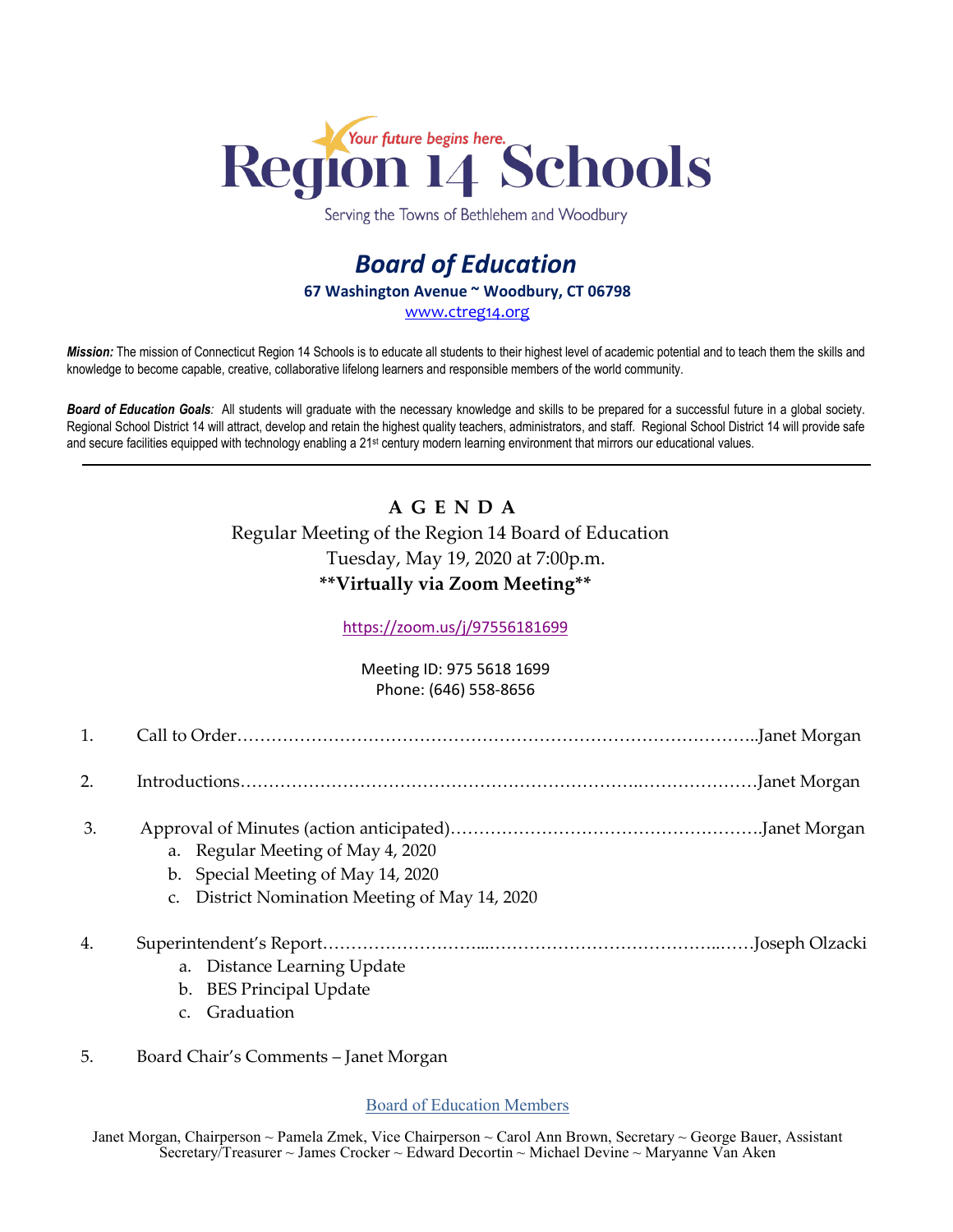Your future begins here.

# Region 14 Schools

Serving the Towns of Bethlehem and Woodbury

## *Board of Education*

**67 Washington Avenue ~ Woodbury, CT 06798**

www.ctreg14.org

***Mission:*** The mission of Connecticut Region 14 Schools is to educate all students to their highest level of academic potential and to teach them the skills and knowledge to become capable, creative, collaborative lifelong learners and responsible members of the world community.

***Board of Education Goals**:* All students will graduate with the necessary knowledge and skills to be prepared for a successful future in a global society. Regional School District 14 will attract, develop and retain the highest quality teachers, administrators, and staff. Regional School District 14 will provide safe and secure facilities equipped with technology enabling a 21st century modern learning environment that mirrors our educational values.

---

**A G E N D A**

Regular Meeting of the Region 14 Board of Education

Tuesday, May 19, 2020 at 7:00p.m.

****Virtually via Zoom Meeting****

https://zoom.us/j/97556181699

Meeting ID: 975 5618 1699

Phone: (646) 558-8656

1. Call to Order……………………………………………………………………………..Janet Morgan

2. Introductions………………………………………………………….…………………Janet Morgan

3. Approval of Minutes (action anticipated)……………………………………………….Janet Morgan
   a. Regular Meeting of May 4, 2020
   b. Special Meeting of May 14, 2020
   c. District Nomination Meeting of May 14, 2020

4. Superintendent's Report……………………...…………………………………..……Joseph Olzacki
   a. Distance Learning Update
   b. BES Principal Update
   c. Graduation

5. Board Chair's Comments – Janet Morgan

Board of Education Members

Janet Morgan, Chairperson ~ Pamela Zmek, Vice Chairperson ~ Carol Ann Brown, Secretary ~ George Bauer, Assistant Secretary/Treasurer ~ James Crocker ~ Edward Decortin ~ Michael Devine ~ Maryanne Van Aken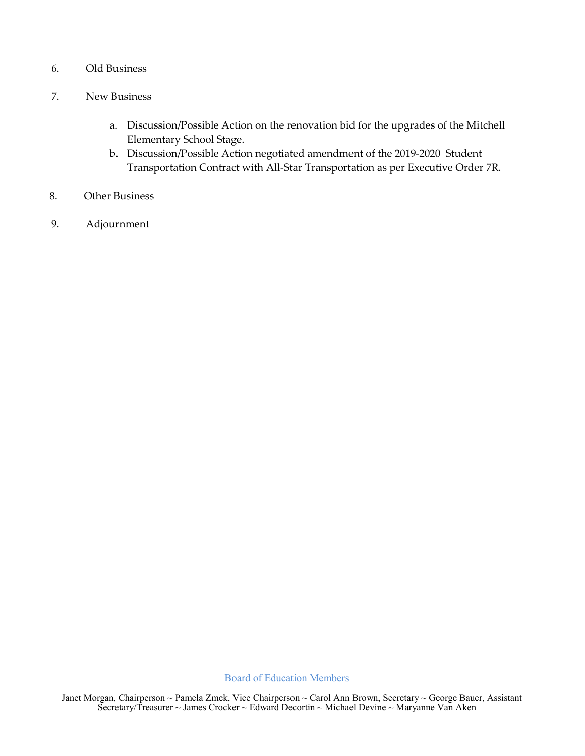6. Old Business

7. New Business

   a. Discussion/Possible Action on the renovation bid for the upgrades of the Mitchell Elementary School Stage.
   b. Discussion/Possible Action negotiated amendment of the 2019-2020 Student Transportation Contract with All-Star Transportation as per Executive Order 7R.

8. Other Business

9. Adjournment

Board of Education Members

Janet Morgan, Chairperson ~ Pamela Zmek, Vice Chairperson ~ Carol Ann Brown, Secretary ~ George Bauer, Assistant Secretary/Treasurer ~ James Crocker ~ Edward Decortin ~ Michael Devine ~ Maryanne Van Aken